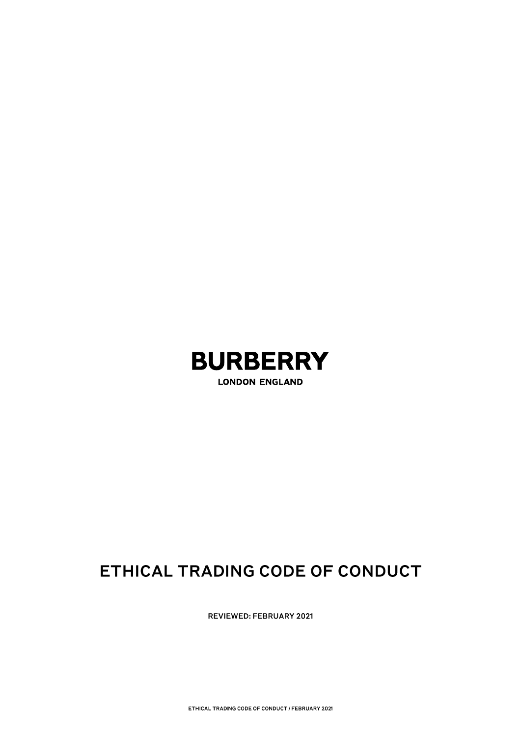# BURBERRY

**LONDON ENGLAND**

# ETHICAL TRADING CODE OF CONDUCT

**REVIEWED: FEBRUARY 2021**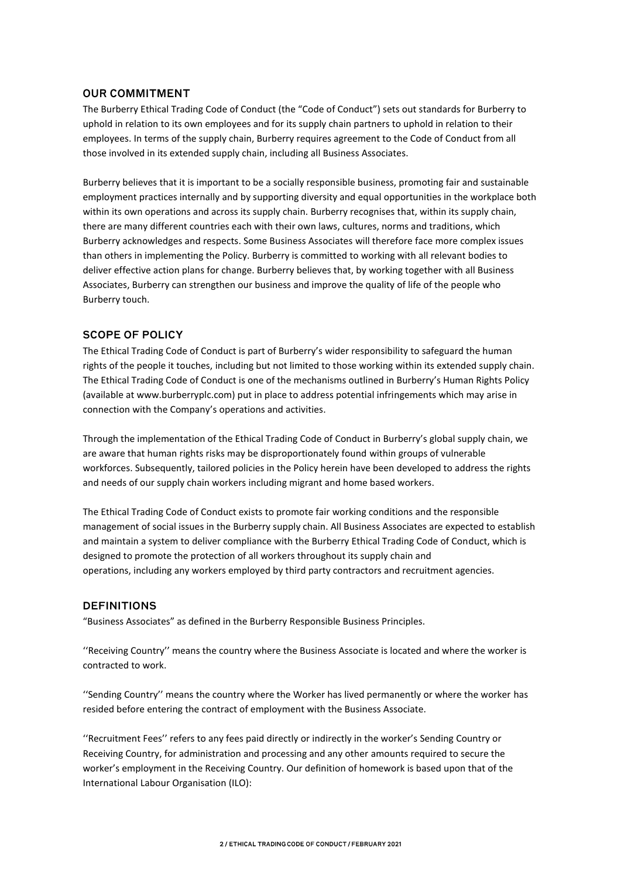## OUR COMMITMENT

The Burberry Ethical Trading Code of Conduct (the "Code of Conduct") sets out standards for Burberry to uphold in relation to its own employees and for its supply chain partners to uphold in relation to their employees. In terms of the supply chain, Burberry requires agreement to the Code of Conduct from all those involved in its extended supply chain, including all Business Associates.

Burberry believes that it is important to be a socially responsible business, promoting fair and sustainable employment practices internally and by supporting diversity and equal opportunities in the workplace both within its own operations and across its supply chain. Burberry recognises that, within its supply chain, there are many different countries each with their own laws, cultures, norms and traditions, which Burberry acknowledges and respects. Some Business Associates will therefore face more complex issues than others in implementing the Policy. Burberry is committed to working with all relevant bodies to deliver effective action plans for change. Burberry believes that, by working together with all Business Associates, Burberry can strengthen our business and improve the quality of life of the people who Burberry touch.

## SCOPE OF POLICY

The Ethical Trading Code of Conduct is part of Burberry's wider responsibility to safeguard the human rights of the people it touches, including but not limited to those working within its extended supply chain. The Ethical Trading Code of Conduct is one of the mechanisms outlined in Burberry's Human Rights Policy (available at www.burberryplc.com) put in place to address potential infringements which may arise in connection with the Company's operations and activities.

Through the implementation of the Ethical Trading Code of Conduct in Burberry's global supply chain, we are aware that human rights risks may be disproportionately found within groups of vulnerable workforces. Subsequently, tailored policies in the Policy herein have been developed to address the rights and needs of our supply chain workers including migrant and home based workers.

The Ethical Trading Code of Conduct exists to promote fair working conditions and the responsible management of social issues in the Burberry supply chain. All Business Associates are expected to establish and maintain a system to deliver compliance with the Burberry Ethical Trading Code of Conduct, which is designed to promote the protection of all workers throughout its supply chain and operations, including any workers employed by third party contractors and recruitment agencies.

## DEFINITIONS

"Business Associates" as defined in the Burberry Responsible Business Principles.

''Receiving Country'' means the country where the Business Associate is located and where the worker is contracted to work.

''Sending Country'' means the country where the Worker has lived permanently or where the worker has resided before entering the contract of employment with the Business Associate.

''Recruitment Fees'' refers to any fees paid directly or indirectly in the worker's Sending Country or Receiving Country, for administration and processing and any other amounts required to secure the worker's employment in the Receiving Country. Our definition of homework is based upon that of the International Labour Organisation (ILO):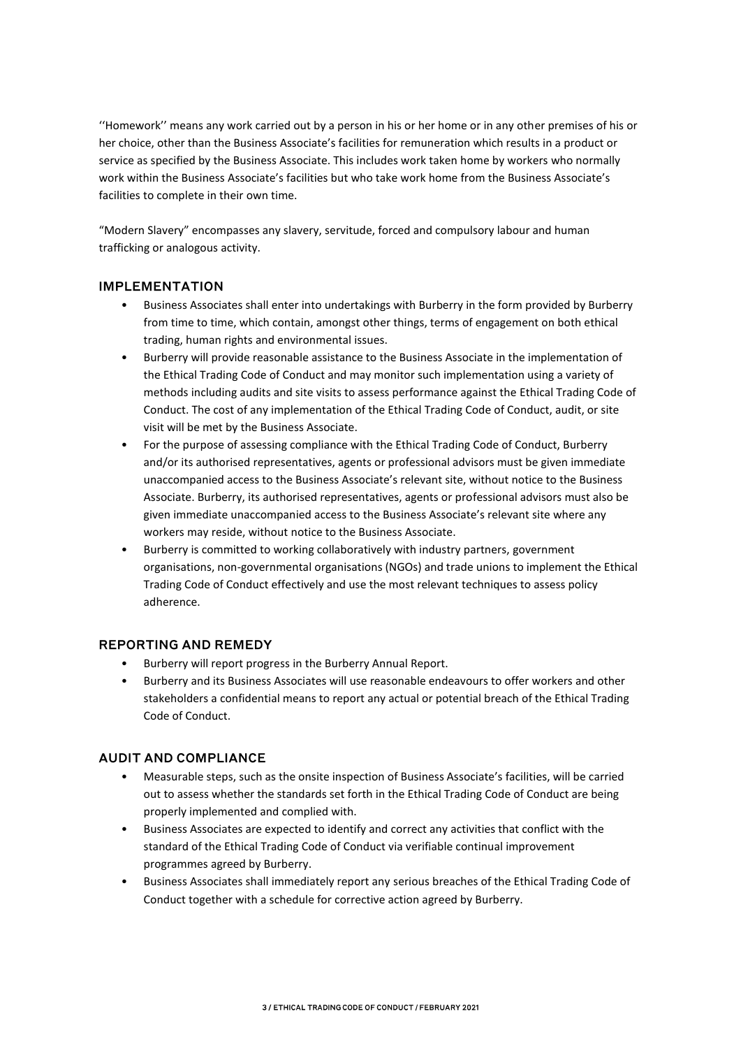''Homework'' means any work carried out by a person in his or her home or in any other premises of his or her choice, other than the Business Associate's facilities for remuneration which results in a product or service as specified by the Business Associate. This includes work taken home by workers who normally work within the Business Associate's facilities but who take work home from the Business Associate's facilities to complete in their own time.

"Modern Slavery" encompasses any slavery, servitude, forced and compulsory labour and human trafficking or analogous activity.

## IMPLEMENTATION

- Business Associates shall enter into undertakings with Burberry in the form provided by Burberry from time to time, which contain, amongst other things, terms of engagement on both ethical trading, human rights and environmental issues.
- Burberry will provide reasonable assistance to the Business Associate in the implementation of the Ethical Trading Code of Conduct and may monitor such implementation using a variety of methods including audits and site visits to assess performance against the Ethical Trading Code of Conduct. The cost of any implementation of the Ethical Trading Code of Conduct, audit, or site visit will be met by the Business Associate.
- For the purpose of assessing compliance with the Ethical Trading Code of Conduct, Burberry and/or its authorised representatives, agents or professional advisors must be given immediate unaccompanied access to the Business Associate's relevant site, without notice to the Business Associate. Burberry, its authorised representatives, agents or professional advisors must also be given immediate unaccompanied access to the Business Associate's relevant site where any workers may reside, without notice to the Business Associate.
- Burberry is committed to working collaboratively with industry partners, government organisations, non-governmental organisations (NGOs) and trade unions to implement the Ethical Trading Code of Conduct effectively and use the most relevant techniques to assess policy adherence.

## REPORTING AND REMEDY

- Burberry will report progress in the Burberry Annual Report.
- Burberry and its Business Associates will use reasonable endeavours to offer workers and other stakeholders a confidential means to report any actual or potential breach of the Ethical Trading Code of Conduct.

## AUDIT AND COMPLIANCE

- Measurable steps, such as the onsite inspection of Business Associate's facilities, will be carried out to assess whether the standards set forth in the Ethical Trading Code of Conduct are being properly implemented and complied with.
- Business Associates are expected to identify and correct any activities that conflict with the standard of the Ethical Trading Code of Conduct via verifiable continual improvement programmes agreed by Burberry.
- Business Associates shall immediately report any serious breaches of the Ethical Trading Code of Conduct together with a schedule for corrective action agreed by Burberry.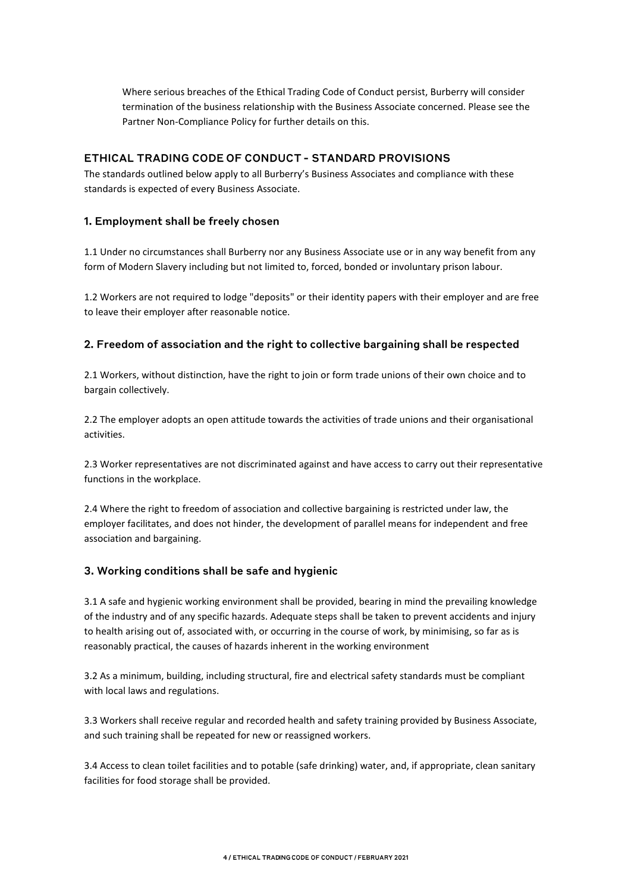Where serious breaches of the Ethical Trading Code of Conduct persist, Burberry will consider termination of the business relationship with the Business Associate concerned. Please see the Partner Non-Compliance Policy for further details on this.

## ETHICAL TRADING CODE OF CONDUCT - STANDARD PROVISIONS

The standards outlined below apply to all Burberry's Business Associates and compliance with these standards is expected of every Business Associate.

### 1. Employment shall be freely chosen

1.1 Under no circumstances shall Burberry nor any Business Associate use or in any way benefit from any form of Modern Slavery including but not limited to, forced, bonded or involuntary prison labour.

1.2 Workers are not required to lodge "deposits" or their identity papers with their employer and are free to leave their employer after reasonable notice.

### 2. Freedom of association and the right to collective bargaining shall be respected

2.1 Workers, without distinction, have the right to join or form trade unions of their own choice and to bargain collectively.

2.2 The employer adopts an open attitude towards the activities of trade unions and their organisational activities.

2.3 Worker representatives are not discriminated against and have access to carry out their representative functions in the workplace.

2.4 Where the right to freedom of association and collective bargaining is restricted under law, the employer facilitates, and does not hinder, the development of parallel means for independent and free association and bargaining.

### 3. Working conditions shall be safe and hygienic

3.1 A safe and hygienic working environment shall be provided, bearing in mind the prevailing knowledge of the industry and of any specific hazards. Adequate steps shall be taken to prevent accidents and injury to health arising out of, associated with, or occurring in the course of work, by minimising, so far as is reasonably practical, the causes of hazards inherent in the working environment

3.2 As a minimum, building, including structural, fire and electrical safety standards must be compliant with local laws and regulations.

3.3 Workers shall receive regular and recorded health and safety training provided by Business Associate, and such training shall be repeated for new or reassigned workers.

3.4 Access to clean toilet facilities and to potable (safe drinking) water, and, if appropriate, clean sanitary facilities for food storage shall be provided.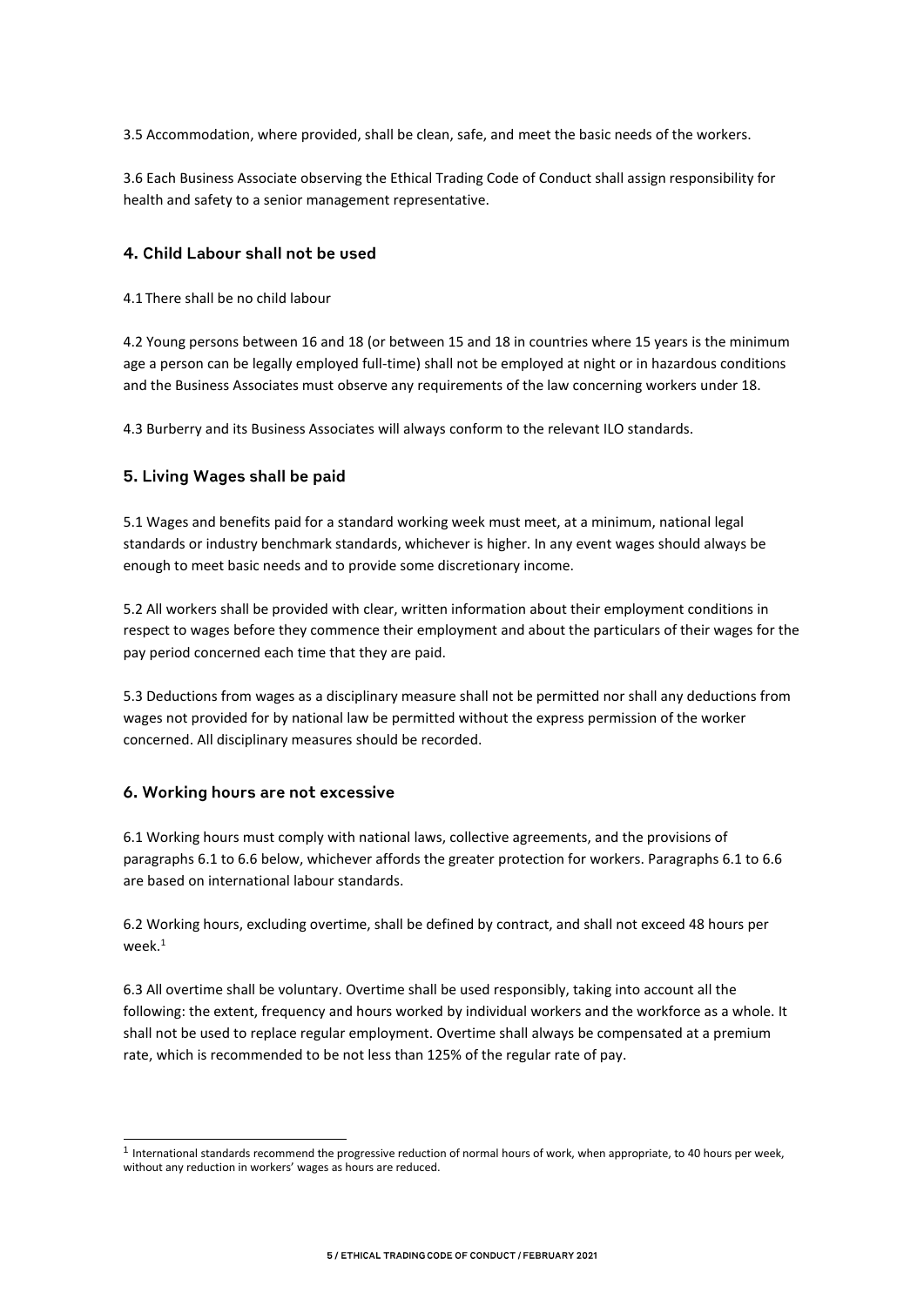3.5 Accommodation, where provided, shall be clean, safe, and meet the basic needs of the workers.

3.6 Each Business Associate observing the Ethical Trading Code of Conduct shall assign responsibility for health and safety to a senior management representative.

## 4. Child Labour shall not be used

4.1 There shall be no child labour

4.2 Young persons between 16 and 18 (or between 15 and 18 in countries where 15 years is the minimum age a person can be legally employed full-time) shall not be employed at night or in hazardous conditions and the Business Associates must observe any requirements of the law concerning workers under 18.

4.3 Burberry and its Business Associates will always conform to the relevant ILO standards.

## 5. Living Wages shall be paid

5.1 Wages and benefits paid for a standard working week must meet, at a minimum, national legal standards or industry benchmark standards, whichever is higher. In any event wages should always be enough to meet basic needs and to provide some discretionary income.

5.2 All workers shall be provided with clear, written information about their employment conditions in respect to wages before they commence their employment and about the particulars of their wages for the pay period concerned each time that they are paid.

5.3 Deductions from wages as a disciplinary measure shall not be permitted nor shall any deductions from wages not provided for by national law be permitted without the express permission of the worker concerned. All disciplinary measures should be recorded.

## 6. Working hours are not excessive

6.1 Working hours must comply with national laws, collective agreements, and the provisions of paragraphs 6.1 to 6.6 below, whichever affords the greater protection for workers. Paragraphs 6.1 to 6.6 are based on international labour standards.

6.2 Working hours, excluding overtime, shall be defined by contract, and shall not exceed 48 hours per week.[1]

6.3 All overtime shall be voluntary. Overtime shall be used responsibly, taking into account all the following: the extent, frequency and hours worked by individual workers and the workforce as a whole. It shall not be used to replace regular employment. Overtime shall always be compensated at a premium rate, which is recommended to be not less than 125% of the regular rate of pay.

[1] International standards recommend the progressive reduction of normal hours of work, when appropriate, to 40 hours per week, without any reduction in workers' wages as hours are reduced.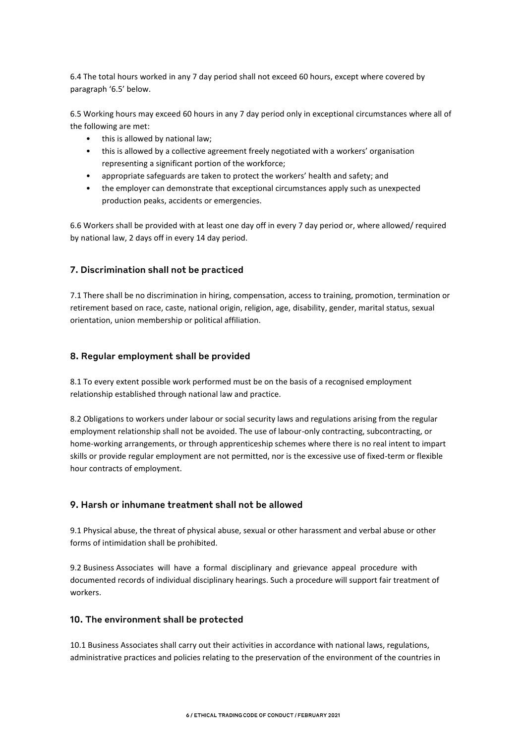6.4 The total hours worked in any 7 day period shall not exceed 60 hours, except where covered by paragraph '6.5' below.

6.5 Working hours may exceed 60 hours in any 7 day period only in exceptional circumstances where all of the following are met:

- this is allowed by national law;
- this is allowed by a collective agreement freely negotiated with a workers' organisation representing a significant portion of the workforce;
- appropriate safeguards are taken to protect the workers' health and safety; and
- the employer can demonstrate that exceptional circumstances apply such as unexpected production peaks, accidents or emergencies.

6.6 Workers shall be provided with at least one day off in every 7 day period or, where allowed/ required by national law, 2 days off in every 14 day period.

## 7. Discrimination shall not be practiced

7.1 There shall be no discrimination in hiring, compensation, access to training, promotion, termination or retirement based on race, caste, national origin, religion, age, disability, gender, marital status, sexual orientation, union membership or political affiliation.

## 8. Regular employment shall be provided

8.1 To every extent possible work performed must be on the basis of a recognised employment relationship established through national law and practice.

8.2 Obligations to workers under labour or social security laws and regulations arising from the regular employment relationship shall not be avoided. The use of labour-only contracting, subcontracting, or home-working arrangements, or through apprenticeship schemes where there is no real intent to impart skills or provide regular employment are not permitted, nor is the excessive use of fixed-term or flexible hour contracts of employment.

## 9. Harsh or inhumane treatment shall not be allowed

9.1 Physical abuse, the threat of physical abuse, sexual or other harassment and verbal abuse or other forms of intimidation shall be prohibited.

9.2 Business Associates will have a formal disciplinary and grievance appeal procedure with documented records of individual disciplinary hearings. Such a procedure will support fair treatment of workers.

## 10. The environment shall be protected

10.1 Business Associates shall carry out their activities in accordance with national laws, regulations, administrative practices and policies relating to the preservation of the environment of the countries in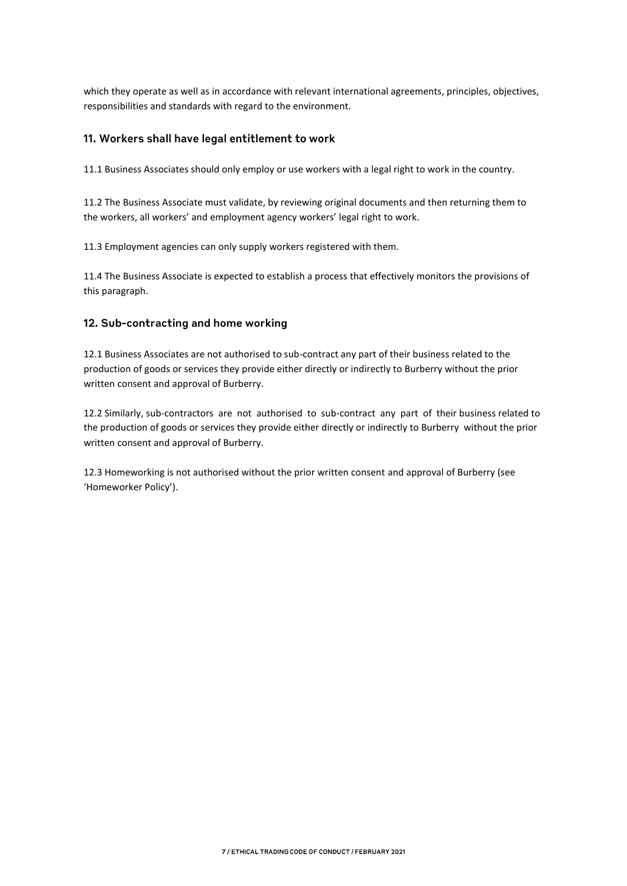which they operate as well as in accordance with relevant international agreements, principles, objectives, responsibilities and standards with regard to the environment.

## 11. Workers shall have legal entitlement to work

11.1 Business Associates should only employ or use workers with a legal right to work in the country.

11.2 The Business Associate must validate, by reviewing original documents and then returning them to the workers, all workers' and employment agency workers' legal right to work.

11.3 Employment agencies can only supply workers registered with them.

11.4 The Business Associate is expected to establish a process that effectively monitors the provisions of this paragraph.

## 12. Sub-contracting and home working

12.1 Business Associates are not authorised to sub-contract any part of their business related to the production of goods or services they provide either directly or indirectly to Burberry without the prior written consent and approval of Burberry.

12.2 Similarly, sub-contractors are not authorised to sub-contract any part of their business related to the production of goods or services they provide either directly or indirectly to Burberry without the prior written consent and approval of Burberry.

12.3 Homeworking is not authorised without the prior written consent and approval of Burberry (see 'Homeworker Policy').